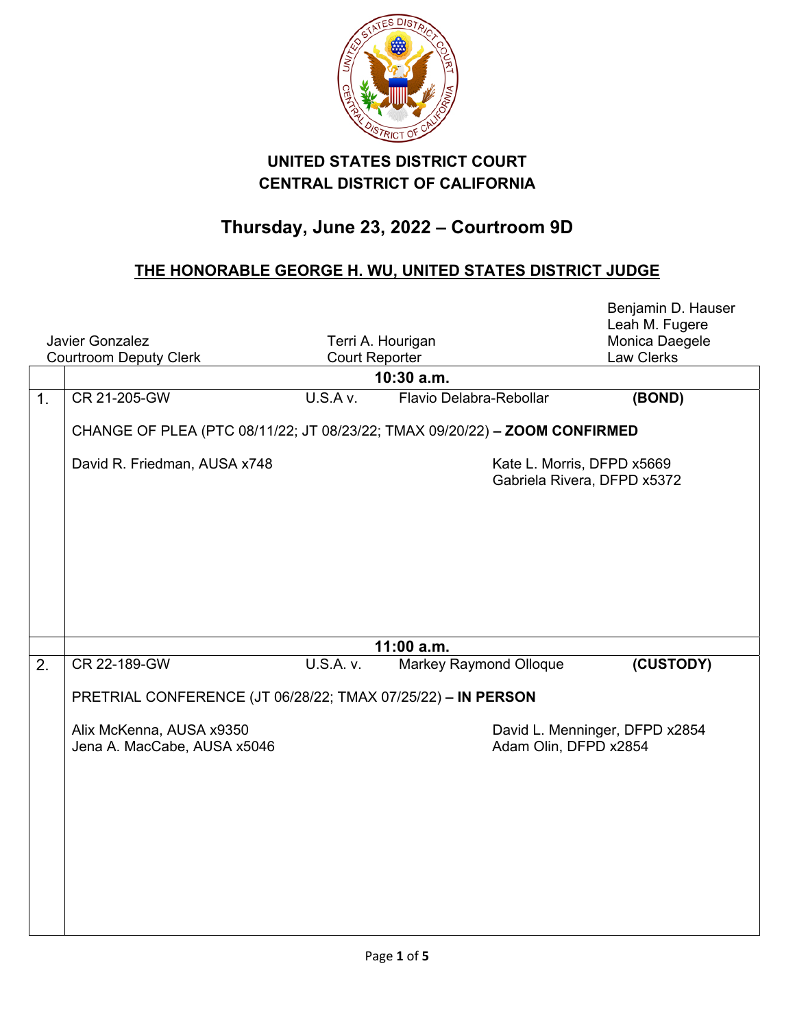**UNITED STATES DISTRICT COURT**
**CENTRAL DISTRICT OF CALIFORNIA**

# Thursday, June 23, 2022 – Courtroom 9D

## THE HONORABLE GEORGE H. WU, UNITED STATES DISTRICT JUDGE

| Javier Gonzalez<br>Courtroom Deputy Clerk | Terri A. Hourigan<br>Court Reporter | Benjamin D. Hauser<br>Leah M. Fugere<br>Monica Daegele<br>Law Clerks |
|---|---|---|

| | |
|---|---|
| | **10:30 a.m.** |
| 1. | CR 21-205-GW &nbsp;&nbsp;&nbsp; U.S.A v. &nbsp;&nbsp;&nbsp; Flavio Delabra-Rebollar &nbsp;&nbsp;&nbsp; **(BOND)**<br><br>CHANGE OF PLEA (PTC 08/11/22; JT 08/23/22; TMAX 09/20/22) **– ZOOM CONFIRMED**<br><br>David R. Friedman, AUSA x748 &nbsp;&nbsp;&nbsp; Kate L. Morris, DFPD x5669<br>Gabriela Rivera, DFPD x5372 |
| | **11:00 a.m.** |
| 2. | CR 22-189-GW &nbsp;&nbsp;&nbsp; U.S.A. v. &nbsp;&nbsp;&nbsp; Markey Raymond Olloque &nbsp;&nbsp;&nbsp; **(CUSTODY)**<br><br>PRETRIAL CONFERENCE (JT 06/28/22; TMAX 07/25/22) **– IN PERSON**<br><br>Alix McKenna, AUSA x9350 &nbsp;&nbsp;&nbsp; David L. Menninger, DFPD x2854<br>Jena A. MacCabe, AUSA x5046 &nbsp;&nbsp;&nbsp; Adam Olin, DFPD x2854 |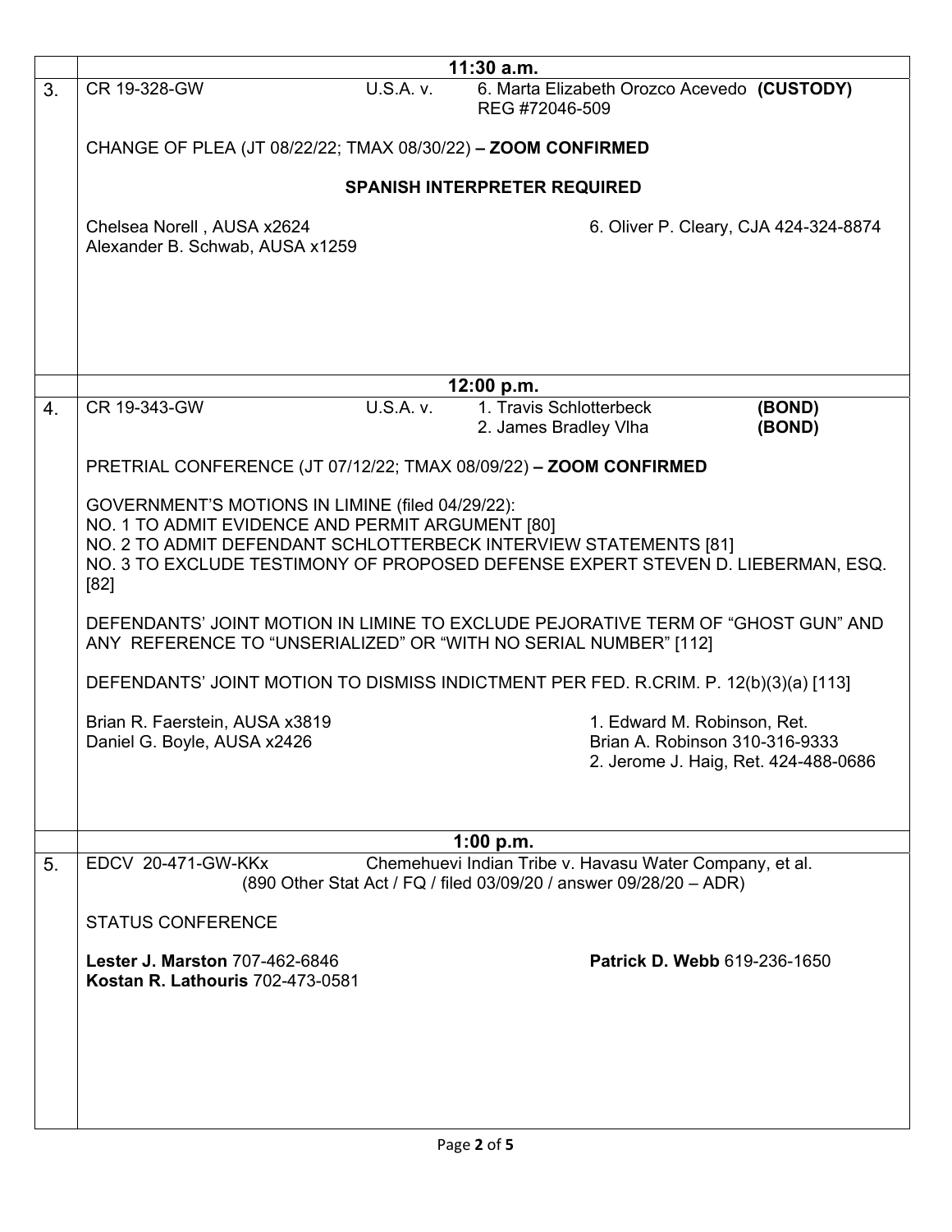| | |
|---|---|
| | **11:30 a.m.** |
| 3. | CR 19-328-GW U.S.A. v. 6. Marta Elizabeth Orozco Acevedo **(CUSTODY)** REG #72046-509<br><br>CHANGE OF PLEA (JT 08/22/22; TMAX 08/30/22) **– ZOOM CONFIRMED**<br><br>**SPANISH INTERPRETER REQUIRED**<br><br>Chelsea Norell , AUSA x2624<br>Alexander B. Schwab, AUSA x1259<br><br>6. Oliver P. Cleary, CJA 424-324-8874 |
| | **12:00 p.m.** |
| 4. | CR 19-343-GW U.S.A. v. 1. Travis Schlotterbeck **(BOND)**<br>2. James Bradley Vlha **(BOND)**<br><br>PRETRIAL CONFERENCE (JT 07/12/22; TMAX 08/09/22) **– ZOOM CONFIRMED**<br><br>GOVERNMENT'S MOTIONS IN LIMINE (filed 04/29/22):<br>NO. 1 TO ADMIT EVIDENCE AND PERMIT ARGUMENT [80]<br>NO. 2 TO ADMIT DEFENDANT SCHLOTTERBECK INTERVIEW STATEMENTS [81]<br>NO. 3 TO EXCLUDE TESTIMONY OF PROPOSED DEFENSE EXPERT STEVEN D. LIEBERMAN, ESQ. [82]<br><br>DEFENDANTS' JOINT MOTION IN LIMINE TO EXCLUDE PEJORATIVE TERM OF "GHOST GUN" AND ANY REFERENCE TO "UNSERIALIZED" OR "WITH NO SERIAL NUMBER" [112]<br><br>DEFENDANTS' JOINT MOTION TO DISMISS INDICTMENT PER FED. R.CRIM. P. 12(b)(3)(a) [113]<br><br>Brian R. Faerstein, AUSA x3819<br>Daniel G. Boyle, AUSA x2426<br><br>1. Edward M. Robinson, Ret.<br>Brian A. Robinson 310-316-9333<br>2. Jerome J. Haig, Ret. 424-488-0686 |
| | **1:00 p.m.** |
| 5. | EDCV 20-471-GW-KKx Chemehuevi Indian Tribe v. Havasu Water Company, et al.<br>(890 Other Stat Act / FQ / filed 03/09/20 / answer 09/28/20 – ADR)<br><br>STATUS CONFERENCE<br><br>**Lester J. Marston** 707-462-6846<br>**Kostan R. Lathouris** 702-473-0581<br><br>**Patrick D. Webb** 619-236-1650 |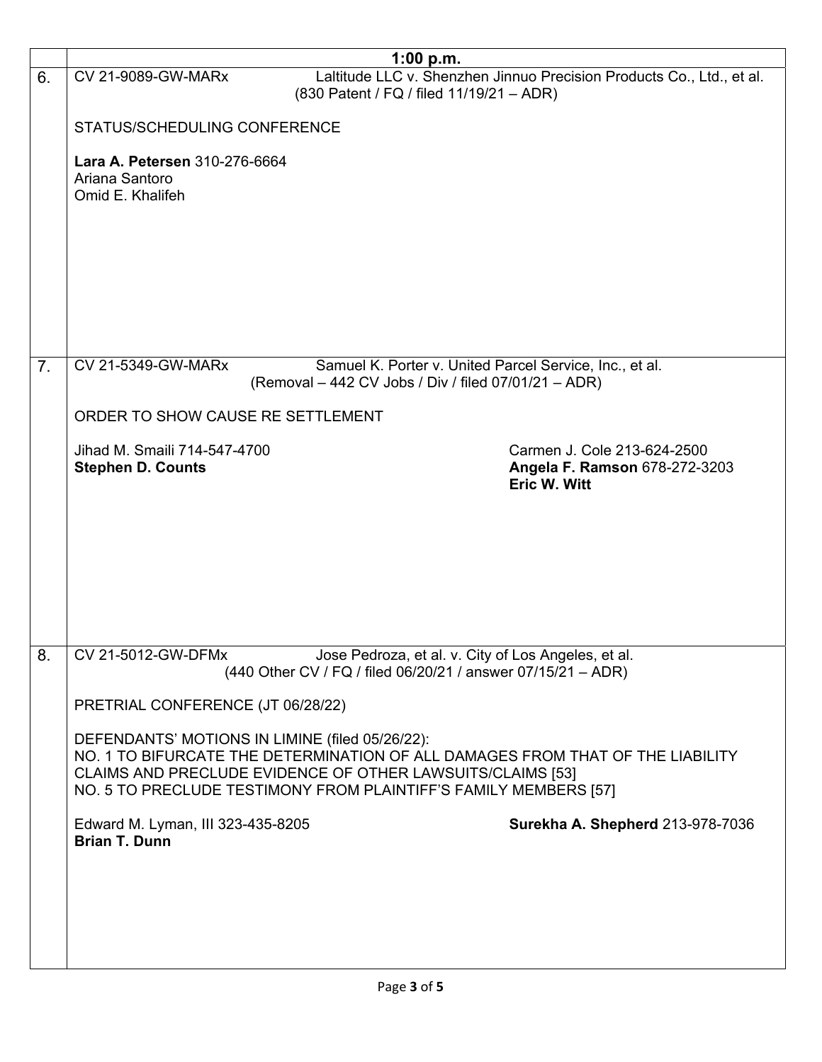| | 1:00 p.m. | |
|---|---|---|
| 6. | CV 21-9089-GW-MARx Laltitude LLC v. Shenzhen Jinnuo Precision Products Co., Ltd., et al. (830 Patent / FQ / filed 11/19/21 – ADR)<br><br>STATUS/SCHEDULING CONFERENCE<br><br>**Lara A. Petersen** 310-276-6664<br>Ariana Santoro<br>Omid E. Khalifeh | |
| 7. | CV 21-5349-GW-MARx Samuel K. Porter v. United Parcel Service, Inc., et al. (Removal – 442 CV Jobs / Div / filed 07/01/21 – ADR)<br><br>ORDER TO SHOW CAUSE RE SETTLEMENT<br><br>Jihad M. Smaili 714-547-4700<br>**Stephen D. Counts** | Carmen J. Cole 213-624-2500<br>**Angela F. Ramson** 678-272-3203<br>**Eric W. Witt** |
| 8. | CV 21-5012-GW-DFMx Jose Pedroza, et al. v. City of Los Angeles, et al. (440 Other CV / FQ / filed 06/20/21 / answer 07/15/21 – ADR)<br><br>PRETRIAL CONFERENCE (JT 06/28/22)<br><br>DEFENDANTS' MOTIONS IN LIMINE (filed 05/26/22):<br>NO. 1 TO BIFURCATE THE DETERMINATION OF ALL DAMAGES FROM THAT OF THE LIABILITY CLAIMS AND PRECLUDE EVIDENCE OF OTHER LAWSUITS/CLAIMS [53]<br>NO. 5 TO PRECLUDE TESTIMONY FROM PLAINTIFF'S FAMILY MEMBERS [57]<br><br>Edward M. Lyman, III 323-435-8205<br>**Brian T. Dunn** | **Surekha A. Shepherd** 213-978-7036 |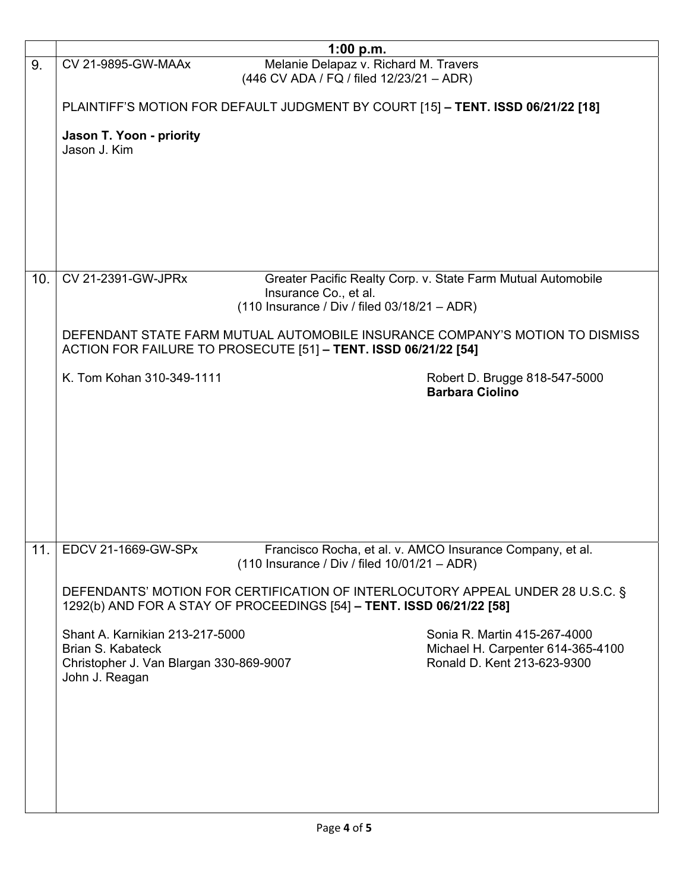| | **1:00 p.m.** |
|---|---|
| 9. | CV 21-9895-GW-MAAx Melanie Delapaz v. Richard M. Travers<br>(446 CV ADA / FQ / filed 12/23/21 – ADR)<br><br>PLAINTIFF'S MOTION FOR DEFAULT JUDGMENT BY COURT [15] **– TENT. ISSD 06/21/22 [18]**<br><br>**Jason T. Yoon - priority**<br>Jason J. Kim |
| 10. | CV 21-2391-GW-JPRx Greater Pacific Realty Corp. v. State Farm Mutual Automobile Insurance Co., et al.<br>(110 Insurance / Div / filed 03/18/21 – ADR)<br><br>DEFENDANT STATE FARM MUTUAL AUTOMOBILE INSURANCE COMPANY'S MOTION TO DISMISS ACTION FOR FAILURE TO PROSECUTE [51] **– TENT. ISSD 06/21/22 [54]**<br><br>K. Tom Kohan 310-349-1111<br><br>Robert D. Brugge 818-547-5000<br>**Barbara Ciolino** |
| 11. | EDCV 21-1669-GW-SPx Francisco Rocha, et al. v. AMCO Insurance Company, et al.<br>(110 Insurance / Div / filed 10/01/21 – ADR)<br><br>DEFENDANTS' MOTION FOR CERTIFICATION OF INTERLOCUTORY APPEAL UNDER 28 U.S.C. § 1292(b) AND FOR A STAY OF PROCEEDINGS [54] **– TENT. ISSD 06/21/22 [58]**<br><br>Shant A. Karnikian 213-217-5000<br>Brian S. Kabateck<br>Christopher J. Van Blargan 330-869-9007<br>John J. Reagan<br><br>Sonia R. Martin 415-267-4000<br>Michael H. Carpenter 614-365-4100<br>Ronald D. Kent 213-623-9300 |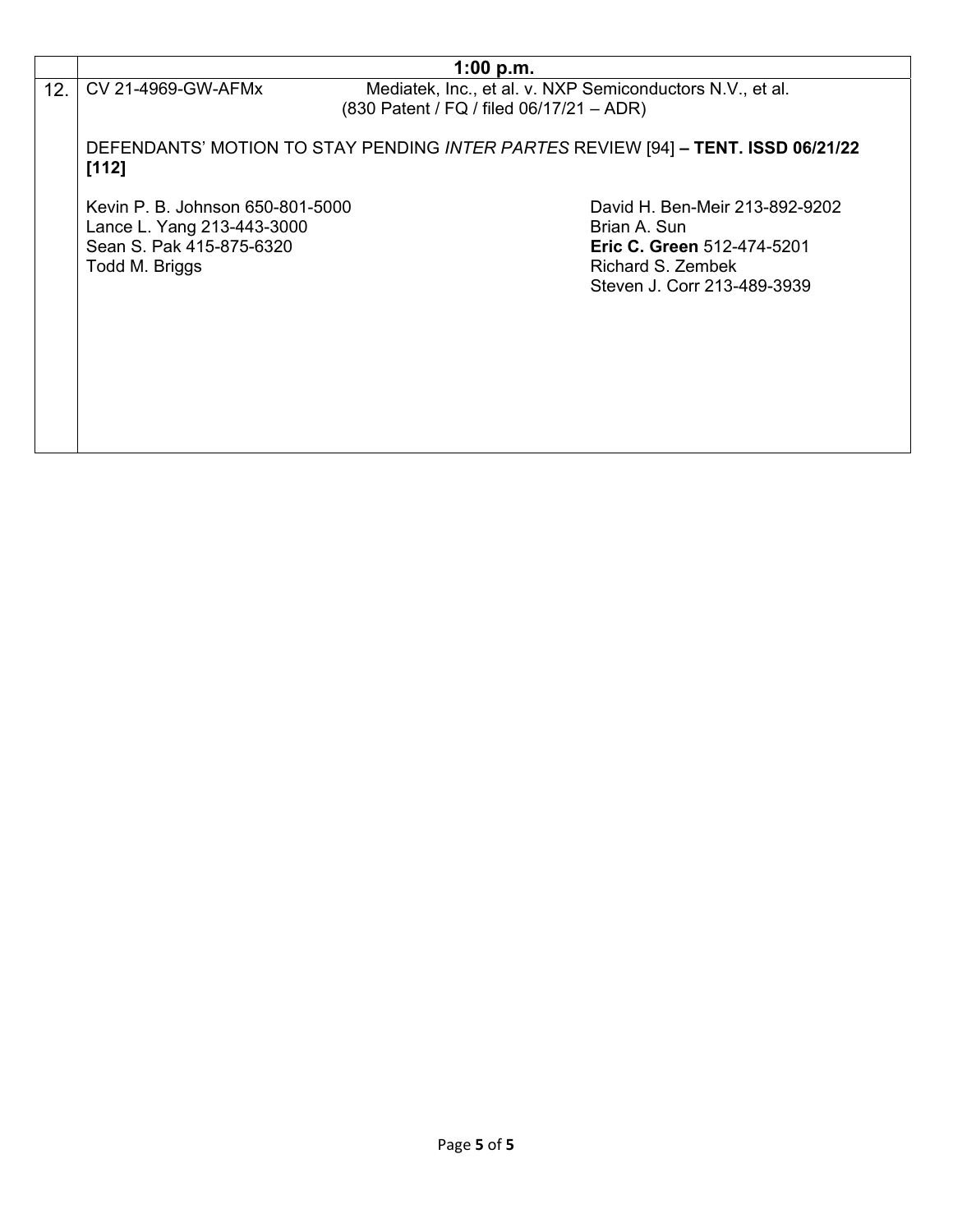| | 1:00 p.m. | |
| --- | --- | --- |
| 12. | CV 21-4969-GW-AFMx | Mediatek, Inc., et al. v. NXP Semiconductors N.V., et al. (830 Patent / FQ / filed 06/17/21 – ADR) |
| | DEFENDANTS' MOTION TO STAY PENDING *INTER PARTES* REVIEW [94] **– TENT. ISSD 06/21/22 [112]** | |
| | Kevin P. B. Johnson 650-801-5000<br>Lance L. Yang 213-443-3000<br>Sean S. Pak 415-875-6320<br>Todd M. Briggs | David H. Ben-Meir 213-892-9202<br>Brian A. Sun<br>**Eric C. Green** 512-474-5201<br>Richard S. Zembek<br>Steven J. Corr 213-489-3939 |